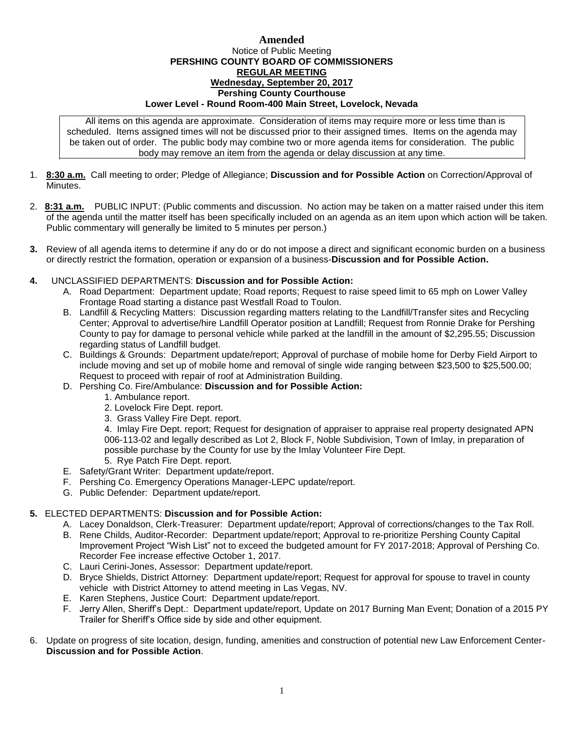**Amended**

Notice of Public Meeting

**PERSHING COUNTY BOARD OF COMMISSIONERS**

**REGULAR MEETING**

**Wednesday, September 20, 2017**

**Pershing County Courthouse**

**Lower Level - Round Room-400 Main Street, Lovelock, Nevada**

All items on this agenda are approximate. Consideration of items may require more or less time than is scheduled. Items assigned times will not be discussed prior to their assigned times. Items on the agenda may be taken out of order. The public body may combine two or more agenda items for consideration. The public body may remove an item from the agenda or delay discussion at any time.

1. **8:30 a.m.** Call meeting to order; Pledge of Allegiance; **Discussion and for Possible Action** on Correction/Approval of Minutes.

2. **8:31 a.m.** PUBLIC INPUT: (Public comments and discussion. No action may be taken on a matter raised under this item of the agenda until the matter itself has been specifically included on an agenda as an item upon which action will be taken. Public commentary will generally be limited to 5 minutes per person.)

3. Review of all agenda items to determine if any do or do not impose a direct and significant economic burden on a business or directly restrict the formation, operation or expansion of a business-**Discussion and for Possible Action.**

4. UNCLASSIFIED DEPARTMENTS: **Discussion and for Possible Action:**
   - A. Road Department: Department update; Road reports; Request to raise speed limit to 65 mph on Lower Valley Frontage Road starting a distance past Westfall Road to Toulon.
   - B. Landfill & Recycling Matters: Discussion regarding matters relating to the Landfill/Transfer sites and Recycling Center; Approval to advertise/hire Landfill Operator position at Landfill; Request from Ronnie Drake for Pershing County to pay for damage to personal vehicle while parked at the landfill in the amount of $2,295.55; Discussion regarding status of Landfill budget.
   - C. Buildings & Grounds: Department update/report; Approval of purchase of mobile home for Derby Field Airport to include moving and set up of mobile home and removal of single wide ranging between $23,500 to $25,500.00; Request to proceed with repair of roof at Administration Building.
   - D. Pershing Co. Fire/Ambulance: **Discussion and for Possible Action:**
     1. Ambulance report.
     2. Lovelock Fire Dept. report.
     3. Grass Valley Fire Dept. report.
     4. Imlay Fire Dept. report; Request for designation of appraiser to appraise real property designated APN 006-113-02 and legally described as Lot 2, Block F, Noble Subdivision, Town of Imlay, in preparation of possible purchase by the County for use by the Imlay Volunteer Fire Dept.
     5. Rye Patch Fire Dept. report.
   - E. Safety/Grant Writer: Department update/report.
   - F. Pershing Co. Emergency Operations Manager-LEPC update/report.
   - G. Public Defender: Department update/report.

5. ELECTED DEPARTMENTS: **Discussion and for Possible Action:**
   - A. Lacey Donaldson, Clerk-Treasurer: Department update/report; Approval of corrections/changes to the Tax Roll.
   - B. Rene Childs, Auditor-Recorder: Department update/report; Approval to re-prioritize Pershing County Capital Improvement Project "Wish List" not to exceed the budgeted amount for FY 2017-2018; Approval of Pershing Co. Recorder Fee increase effective October 1, 2017.
   - C. Lauri Cerini-Jones, Assessor: Department update/report.
   - D. Bryce Shields, District Attorney: Department update/report; Request for approval for spouse to travel in county vehicle with District Attorney to attend meeting in Las Vegas, NV.
   - E. Karen Stephens, Justice Court: Department update/report.
   - F. Jerry Allen, Sheriff's Dept.: Department update/report, Update on 2017 Burning Man Event; Donation of a 2015 PY Trailer for Sheriff's Office side by side and other equipment.

6. Update on progress of site location, design, funding, amenities and construction of potential new Law Enforcement Center-**Discussion and for Possible Action**.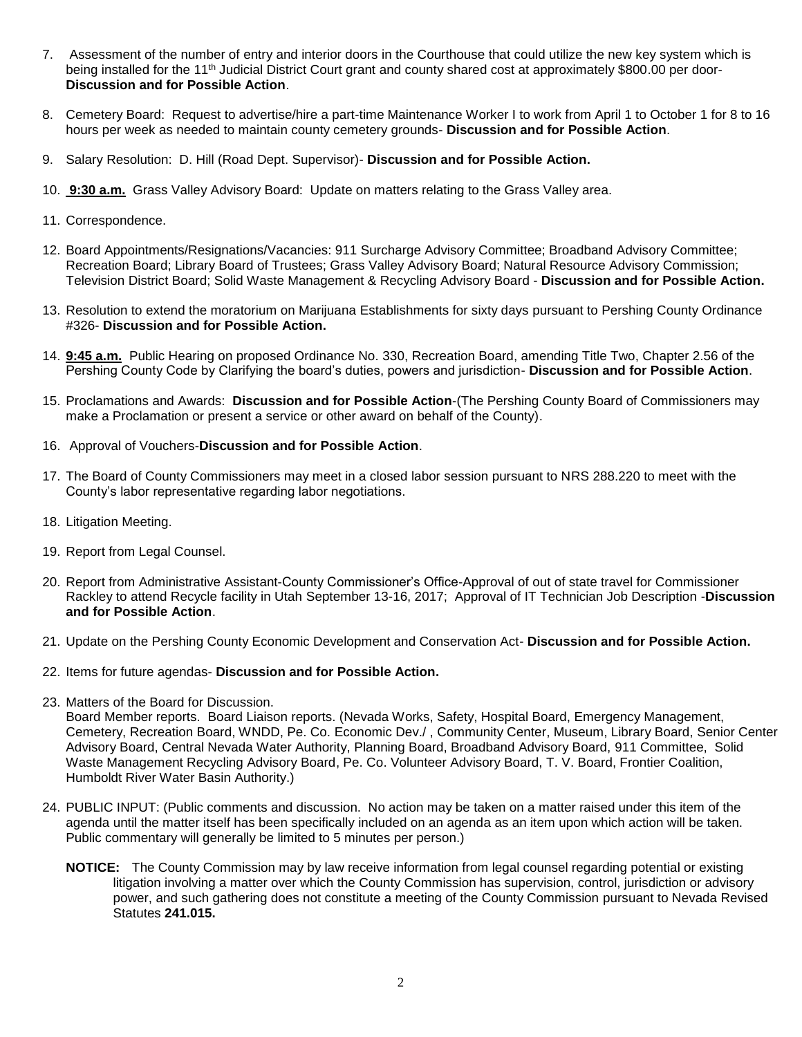7. Assessment of the number of entry and interior doors in the Courthouse that could utilize the new key system which is being installed for the 11th Judicial District Court grant and county shared cost at approximately $800.00 per door- **Discussion and for Possible Action**.

8. Cemetery Board: Request to advertise/hire a part-time Maintenance Worker I to work from April 1 to October 1 for 8 to 16 hours per week as needed to maintain county cemetery grounds- **Discussion and for Possible Action**.

9. Salary Resolution: D. Hill (Road Dept. Supervisor)- **Discussion and for Possible Action.**

10. **9:30 a.m.** Grass Valley Advisory Board: Update on matters relating to the Grass Valley area.

11. Correspondence.

12. Board Appointments/Resignations/Vacancies: 911 Surcharge Advisory Committee; Broadband Advisory Committee; Recreation Board; Library Board of Trustees; Grass Valley Advisory Board; Natural Resource Advisory Commission; Television District Board; Solid Waste Management & Recycling Advisory Board - **Discussion and for Possible Action.**

13. Resolution to extend the moratorium on Marijuana Establishments for sixty days pursuant to Pershing County Ordinance #326- **Discussion and for Possible Action.**

14. **9:45 a.m.** Public Hearing on proposed Ordinance No. 330, Recreation Board, amending Title Two, Chapter 2.56 of the Pershing County Code by Clarifying the board's duties, powers and jurisdiction- **Discussion and for Possible Action**.

15. Proclamations and Awards: **Discussion and for Possible Action**-(The Pershing County Board of Commissioners may make a Proclamation or present a service or other award on behalf of the County).

16. Approval of Vouchers-**Discussion and for Possible Action**.

17. The Board of County Commissioners may meet in a closed labor session pursuant to NRS 288.220 to meet with the County's labor representative regarding labor negotiations.

18. Litigation Meeting.

19. Report from Legal Counsel.

20. Report from Administrative Assistant-County Commissioner's Office-Approval of out of state travel for Commissioner Rackley to attend Recycle facility in Utah September 13-16, 2017; Approval of IT Technician Job Description -**Discussion and for Possible Action**.

21. Update on the Pershing County Economic Development and Conservation Act- **Discussion and for Possible Action.**

22. Items for future agendas- **Discussion and for Possible Action.**

23. Matters of the Board for Discussion.
Board Member reports. Board Liaison reports. (Nevada Works, Safety, Hospital Board, Emergency Management, Cemetery, Recreation Board, WNDD, Pe. Co. Economic Dev./ , Community Center, Museum, Library Board, Senior Center Advisory Board, Central Nevada Water Authority, Planning Board, Broadband Advisory Board, 911 Committee, Solid Waste Management Recycling Advisory Board, Pe. Co. Volunteer Advisory Board, T. V. Board, Frontier Coalition, Humboldt River Water Basin Authority.)

24. PUBLIC INPUT: (Public comments and discussion. No action may be taken on a matter raised under this item of the agenda until the matter itself has been specifically included on an agenda as an item upon which action will be taken. Public commentary will generally be limited to 5 minutes per person.)

**NOTICE:** The County Commission may by law receive information from legal counsel regarding potential or existing litigation involving a matter over which the County Commission has supervision, control, jurisdiction or advisory power, and such gathering does not constitute a meeting of the County Commission pursuant to Nevada Revised Statutes **241.015.**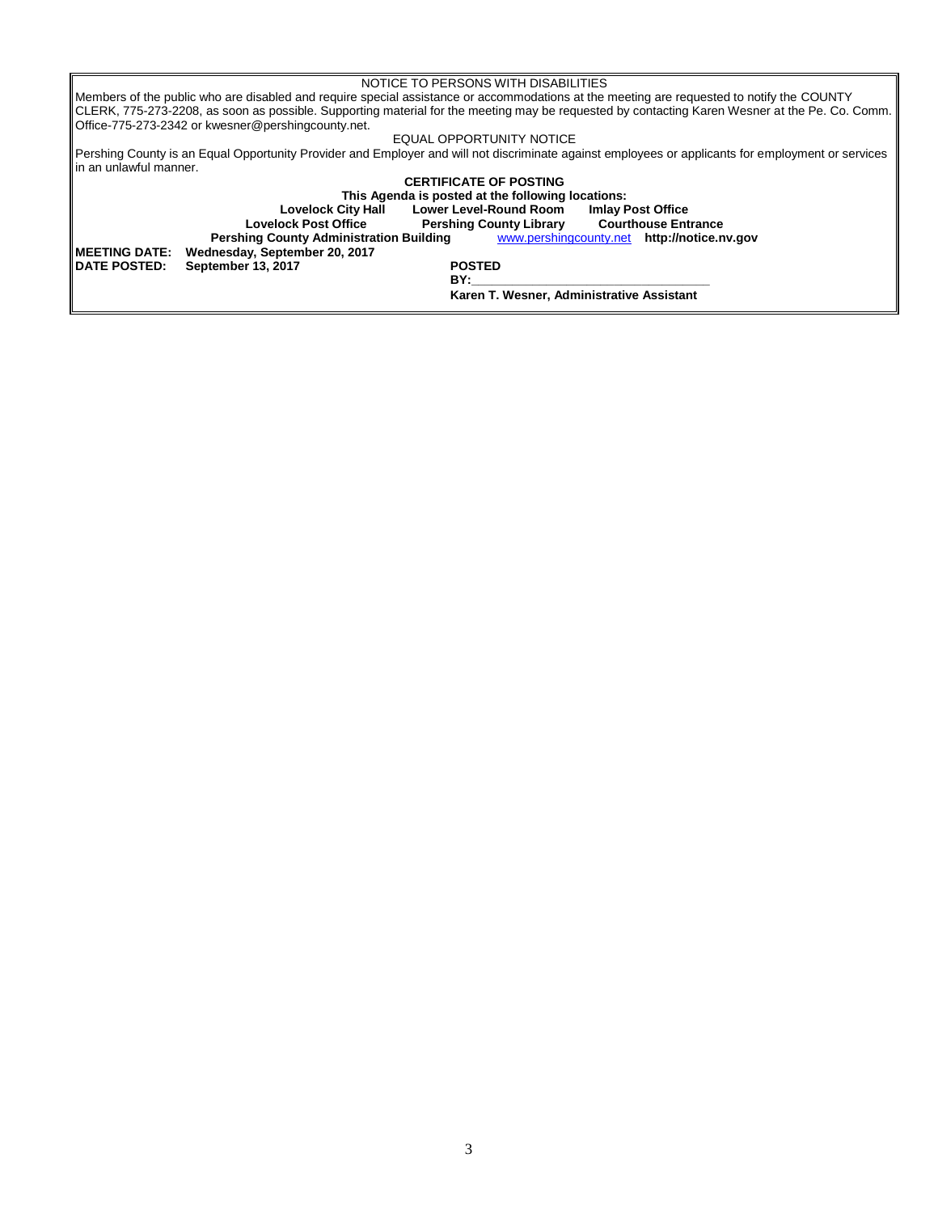NOTICE TO PERSONS WITH DISABILITIES

Members of the public who are disabled and require special assistance or accommodations at the meeting are requested to notify the COUNTY CLERK, 775-273-2208, as soon as possible. Supporting material for the meeting may be requested by contacting Karen Wesner at the Pe. Co. Comm. Office-775-273-2342 or kwesner@pershingcounty.net.

EQUAL OPPORTUNITY NOTICE

Pershing County is an Equal Opportunity Provider and Employer and will not discriminate against employees or applicants for employment or services in an unlawful manner.

**CERTIFICATE OF POSTING**

**This Agenda is posted at the following locations:**

**Lovelock City Hall** **Lower Level-Round Room** **Imlay Post Office**

**Lovelock Post Office** **Pershing County Library** **Courthouse Entrance**

**Pershing County Administration Building** www.pershingcounty.net **http://notice.nv.gov**

**MEETING DATE:** **Wednesday, September 20, 2017**

**DATE POSTED:** **September 13, 2017**

**POSTED BY:**\_\_\_\_\_\_\_\_\_\_\_\_\_\_\_\_\_\_\_\_\_\_\_\_\_\_\_\_\_\_\_\_

**Karen T. Wesner, Administrative Assistant**